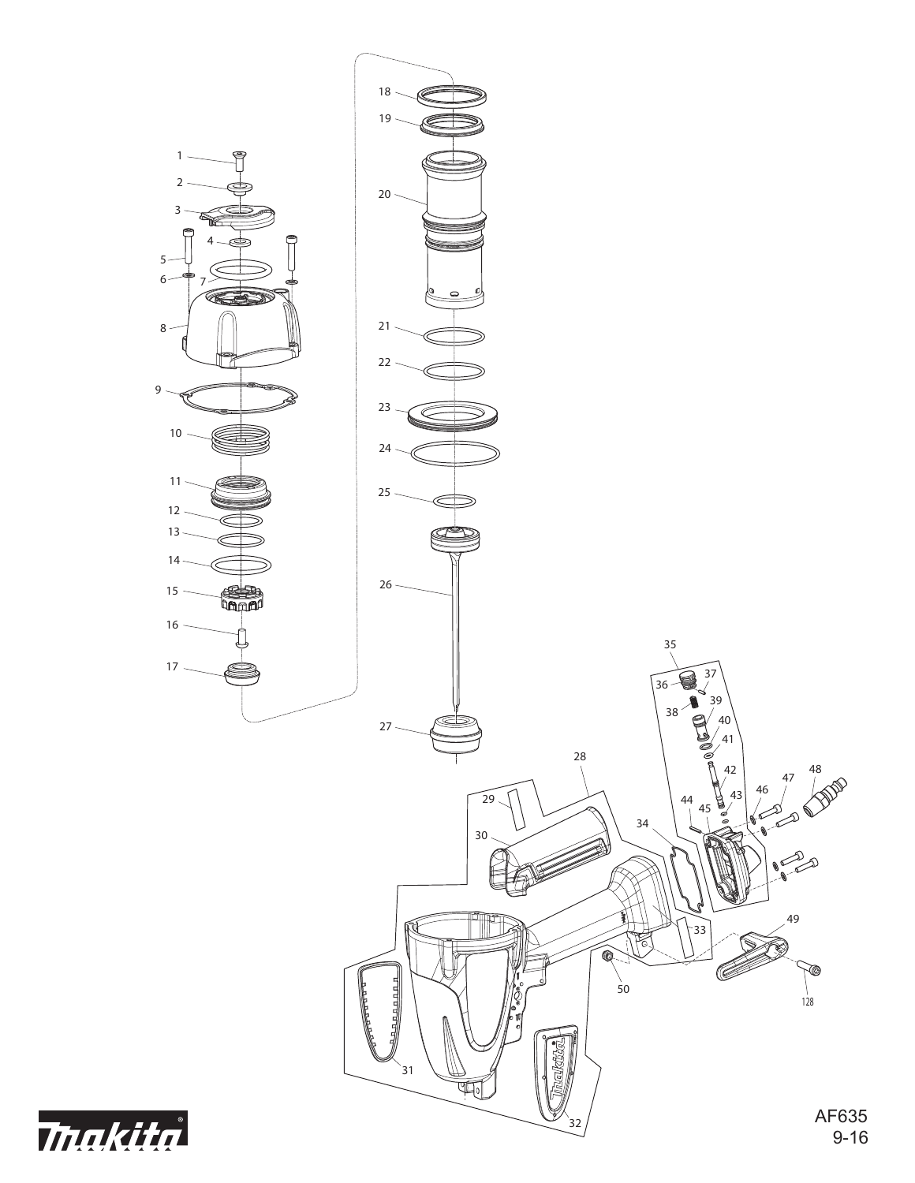AF635
9-16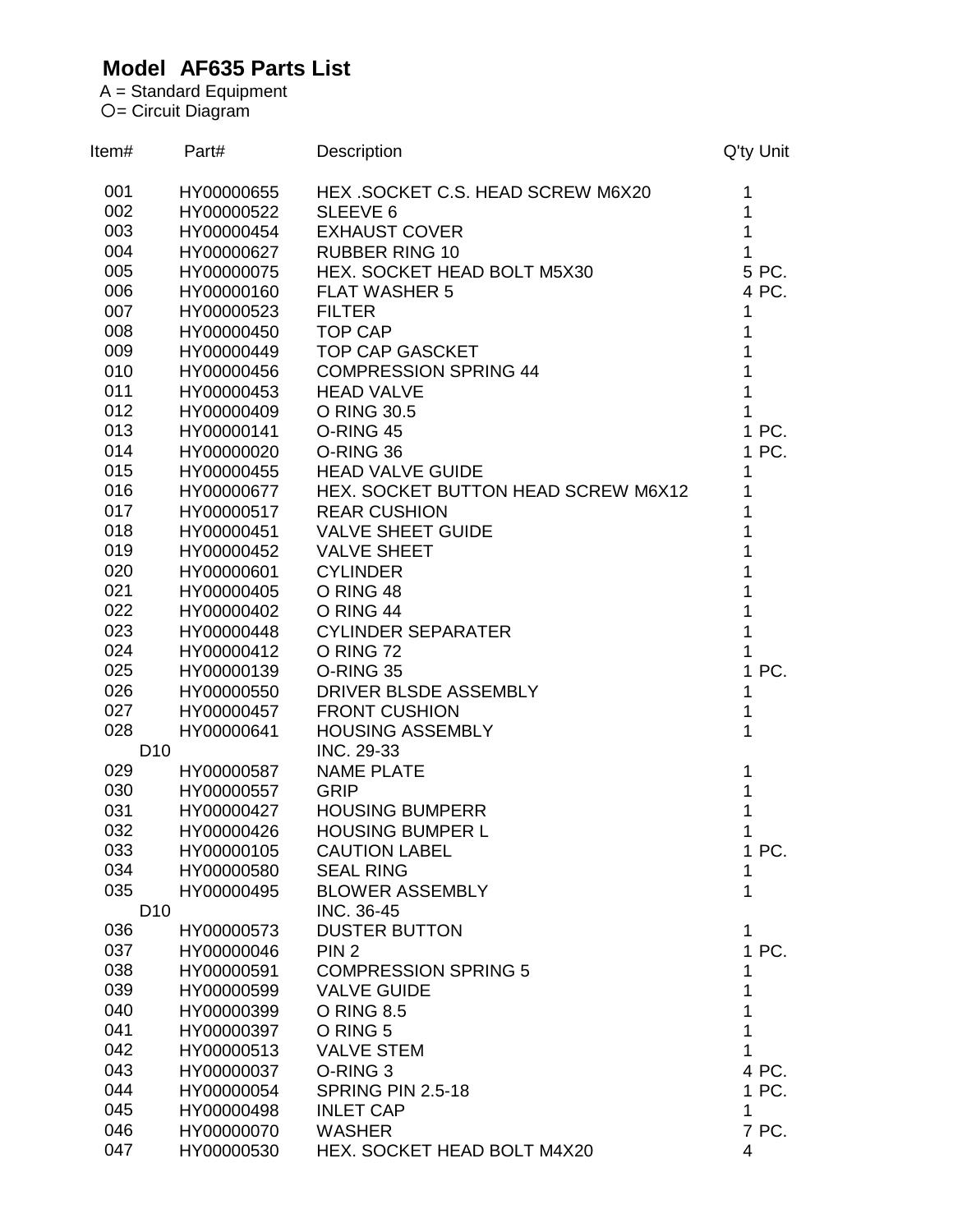# Model AF635 Parts List

A = Standard Equipment
○= Circuit Diagram

| Item# | Part# | Description | Q'ty | Unit |
|---|---|---|---|---|
| 001 | HY00000655 | HEX .SOCKET C.S. HEAD SCREW M6X20 | 1 | |
| 002 | HY00000522 | SLEEVE 6 | 1 | |
| 003 | HY00000454 | EXHAUST COVER | 1 | |
| 004 | HY00000627 | RUBBER RING 10 | 1 | |
| 005 | HY00000075 | HEX. SOCKET HEAD BOLT M5X30 | 5 | PC. |
| 006 | HY00000160 | FLAT WASHER 5 | 4 | PC. |
| 007 | HY00000523 | FILTER | 1 | |
| 008 | HY00000450 | TOP CAP | 1 | |
| 009 | HY00000449 | TOP CAP GASCKET | 1 | |
| 010 | HY00000456 | COMPRESSION SPRING 44 | 1 | |
| 011 | HY00000453 | HEAD VALVE | 1 | |
| 012 | HY00000409 | O RING 30.5 | 1 | |
| 013 | HY00000141 | O-RING 45 | 1 | PC. |
| 014 | HY00000020 | O-RING 36 | 1 | PC. |
| 015 | HY00000455 | HEAD VALVE GUIDE | 1 | |
| 016 | HY00000677 | HEX. SOCKET BUTTON HEAD SCREW M6X12 | 1 | |
| 017 | HY00000517 | REAR CUSHION | 1 | |
| 018 | HY00000451 | VALVE SHEET GUIDE | 1 | |
| 019 | HY00000452 | VALVE SHEET | 1 | |
| 020 | HY00000601 | CYLINDER | 1 | |
| 021 | HY00000405 | O RING 48 | 1 | |
| 022 | HY00000402 | O RING 44 | 1 | |
| 023 | HY00000448 | CYLINDER SEPARATER | 1 | |
| 024 | HY00000412 | O RING 72 | 1 | |
| 025 | HY00000139 | O-RING 35 | 1 | PC. |
| 026 | HY00000550 | DRIVER BLSDE ASSEMBLY | 1 | |
| 027 | HY00000457 | FRONT CUSHION | 1 | |
| 028 | HY00000641 | HOUSING ASSEMBLY | 1 | |
| D10 | | INC. 29-33 | | |
| 029 | HY00000587 | NAME PLATE | 1 | |
| 030 | HY00000557 | GRIP | 1 | |
| 031 | HY00000427 | HOUSING BUMPERR | 1 | |
| 032 | HY00000426 | HOUSING BUMPER L | 1 | |
| 033 | HY00000105 | CAUTION LABEL | 1 | PC. |
| 034 | HY00000580 | SEAL RING | 1 | |
| 035 | HY00000495 | BLOWER ASSEMBLY | 1 | |
| D10 | | INC. 36-45 | | |
| 036 | HY00000573 | DUSTER BUTTON | 1 | |
| 037 | HY00000046 | PIN 2 | 1 | PC. |
| 038 | HY00000591 | COMPRESSION SPRING 5 | 1 | |
| 039 | HY00000599 | VALVE GUIDE | 1 | |
| 040 | HY00000399 | O RING 8.5 | 1 | |
| 041 | HY00000397 | O RING 5 | 1 | |
| 042 | HY00000513 | VALVE STEM | 1 | |
| 043 | HY00000037 | O-RING 3 | 4 | PC. |
| 044 | HY00000054 | SPRING PIN 2.5-18 | 1 | PC. |
| 045 | HY00000498 | INLET CAP | 1 | |
| 046 | HY00000070 | WASHER | 7 | PC. |
| 047 | HY00000530 | HEX. SOCKET HEAD BOLT M4X20 | 4 | |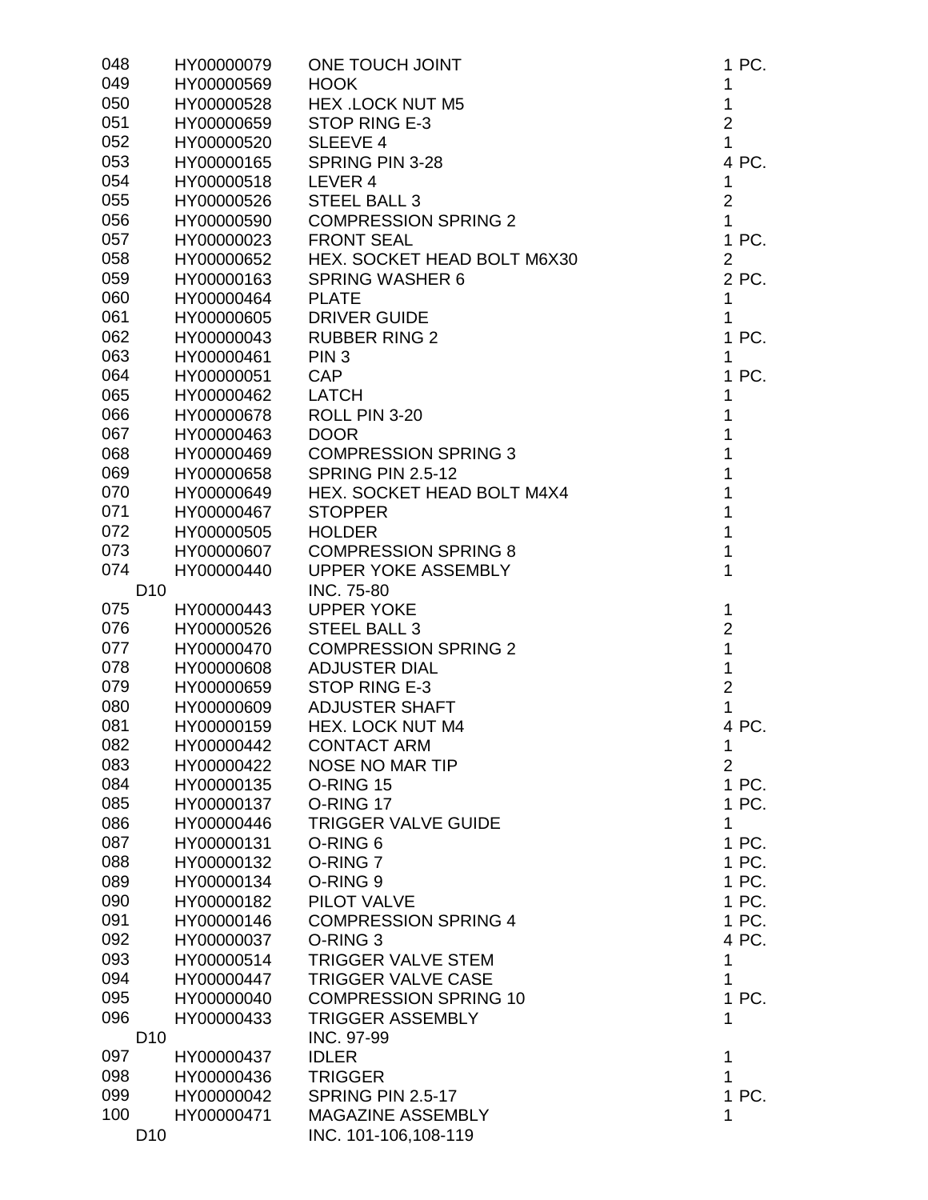| | | | |
|---|---|---|---|
| 048 | HY00000079 | ONE TOUCH JOINT | 1 PC. |
| 049 | HY00000569 | HOOK | 1 |
| 050 | HY00000528 | HEX .LOCK NUT M5 | 1 |
| 051 | HY00000659 | STOP RING E-3 | 2 |
| 052 | HY00000520 | SLEEVE 4 | 1 |
| 053 | HY00000165 | SPRING PIN 3-28 | 4 PC. |
| 054 | HY00000518 | LEVER 4 | 1 |
| 055 | HY00000526 | STEEL BALL 3 | 2 |
| 056 | HY00000590 | COMPRESSION SPRING 2 | 1 |
| 057 | HY00000023 | FRONT SEAL | 1 PC. |
| 058 | HY00000652 | HEX. SOCKET HEAD BOLT M6X30 | 2 |
| 059 | HY00000163 | SPRING WASHER 6 | 2 PC. |
| 060 | HY00000464 | PLATE | 1 |
| 061 | HY00000605 | DRIVER GUIDE | 1 |
| 062 | HY00000043 | RUBBER RING 2 | 1 PC. |
| 063 | HY00000461 | PIN 3 | 1 |
| 064 | HY00000051 | CAP | 1 PC. |
| 065 | HY00000462 | LATCH | 1 |
| 066 | HY00000678 | ROLL PIN 3-20 | 1 |
| 067 | HY00000463 | DOOR | 1 |
| 068 | HY00000469 | COMPRESSION SPRING 3 | 1 |
| 069 | HY00000658 | SPRING PIN 2.5-12 | 1 |
| 070 | HY00000649 | HEX. SOCKET HEAD BOLT M4X4 | 1 |
| 071 | HY00000467 | STOPPER | 1 |
| 072 | HY00000505 | HOLDER | 1 |
| 073 | HY00000607 | COMPRESSION SPRING 8 | 1 |
| 074 | HY00000440 | UPPER YOKE ASSEMBLY | 1 |
| D10 | | INC. 75-80 | |
| 075 | HY00000443 | UPPER YOKE | 1 |
| 076 | HY00000526 | STEEL BALL 3 | 2 |
| 077 | HY00000470 | COMPRESSION SPRING 2 | 1 |
| 078 | HY00000608 | ADJUSTER DIAL | 1 |
| 079 | HY00000659 | STOP RING E-3 | 2 |
| 080 | HY00000609 | ADJUSTER SHAFT | 1 |
| 081 | HY00000159 | HEX. LOCK NUT M4 | 4 PC. |
| 082 | HY00000442 | CONTACT ARM | 1 |
| 083 | HY00000422 | NOSE NO MAR TIP | 2 |
| 084 | HY00000135 | O-RING 15 | 1 PC. |
| 085 | HY00000137 | O-RING 17 | 1 PC. |
| 086 | HY00000446 | TRIGGER VALVE GUIDE | 1 |
| 087 | HY00000131 | O-RING 6 | 1 PC. |
| 088 | HY00000132 | O-RING 7 | 1 PC. |
| 089 | HY00000134 | O-RING 9 | 1 PC. |
| 090 | HY00000182 | PILOT VALVE | 1 PC. |
| 091 | HY00000146 | COMPRESSION SPRING 4 | 1 PC. |
| 092 | HY00000037 | O-RING 3 | 4 PC. |
| 093 | HY00000514 | TRIGGER VALVE STEM | 1 |
| 094 | HY00000447 | TRIGGER VALVE CASE | 1 |
| 095 | HY00000040 | COMPRESSION SPRING 10 | 1 PC. |
| 096 | HY00000433 | TRIGGER ASSEMBLY | 1 |
| D10 | | INC. 97-99 | |
| 097 | HY00000437 | IDLER | 1 |
| 098 | HY00000436 | TRIGGER | 1 |
| 099 | HY00000042 | SPRING PIN 2.5-17 | 1 PC. |
| 100 | HY00000471 | MAGAZINE ASSEMBLY | 1 |
| D10 | | INC. 101-106,108-119 | |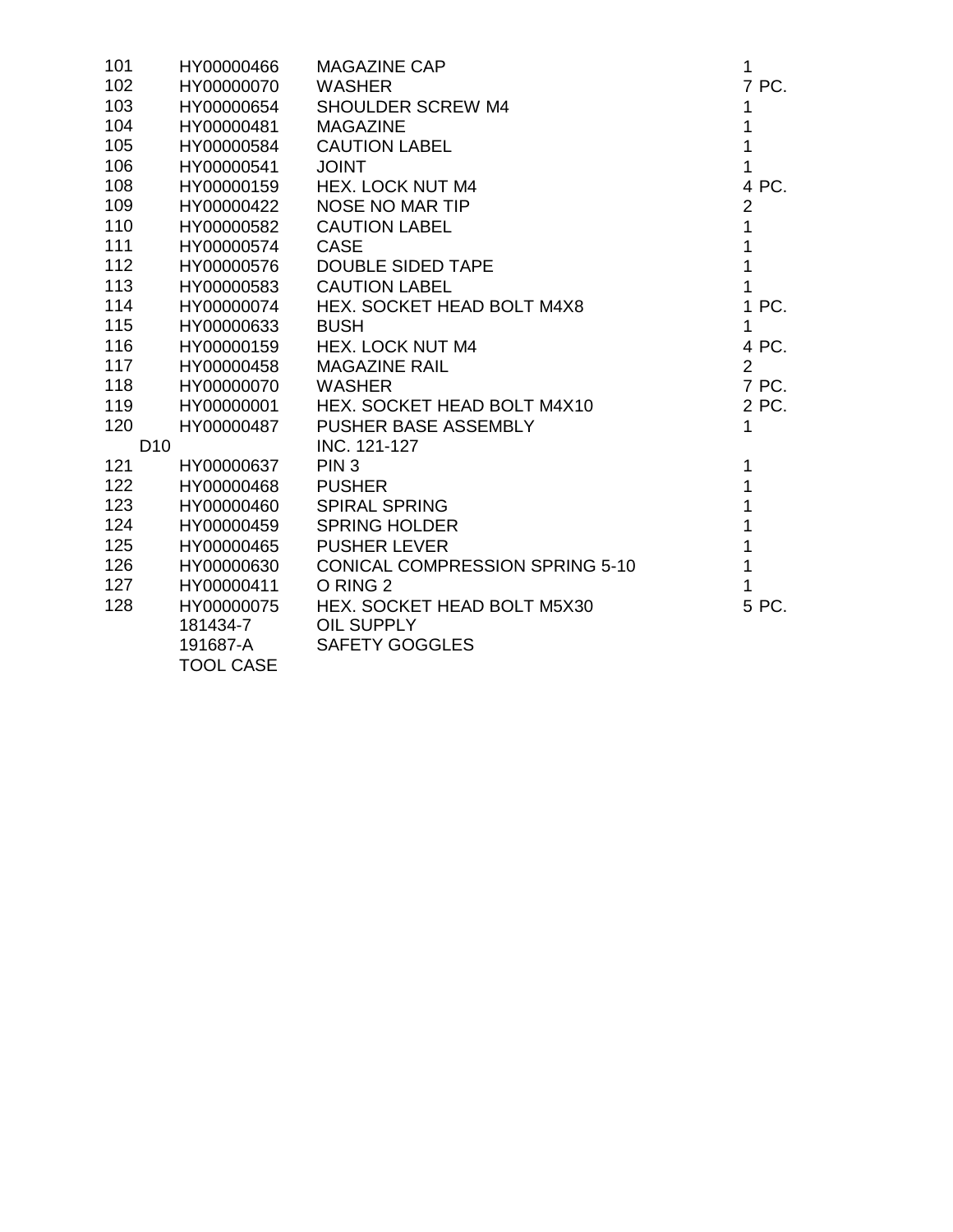| | | | |
|---|---|---|---|
| 101 | HY00000466 | MAGAZINE CAP | 1 |
| 102 | HY00000070 | WASHER | 7 PC. |
| 103 | HY00000654 | SHOULDER SCREW M4 | 1 |
| 104 | HY00000481 | MAGAZINE | 1 |
| 105 | HY00000584 | CAUTION LABEL | 1 |
| 106 | HY00000541 | JOINT | 1 |
| 108 | HY00000159 | HEX. LOCK NUT M4 | 4 PC. |
| 109 | HY00000422 | NOSE NO MAR TIP | 2 |
| 110 | HY00000582 | CAUTION LABEL | 1 |
| 111 | HY00000574 | CASE | 1 |
| 112 | HY00000576 | DOUBLE SIDED TAPE | 1 |
| 113 | HY00000583 | CAUTION LABEL | 1 |
| 114 | HY00000074 | HEX. SOCKET HEAD BOLT M4X8 | 1 PC. |
| 115 | HY00000633 | BUSH | 1 |
| 116 | HY00000159 | HEX. LOCK NUT M4 | 4 PC. |
| 117 | HY00000458 | MAGAZINE RAIL | 2 |
| 118 | HY00000070 | WASHER | 7 PC. |
| 119 | HY00000001 | HEX. SOCKET HEAD BOLT M4X10 | 2 PC. |
| 120 | HY00000487 | PUSHER BASE ASSEMBLY | 1 |
| D10 | | INC. 121-127 | |
| 121 | HY00000637 | PIN 3 | 1 |
| 122 | HY00000468 | PUSHER | 1 |
| 123 | HY00000460 | SPIRAL SPRING | 1 |
| 124 | HY00000459 | SPRING HOLDER | 1 |
| 125 | HY00000465 | PUSHER LEVER | 1 |
| 126 | HY00000630 | CONICAL COMPRESSION SPRING 5-10 | 1 |
| 127 | HY00000411 | O RING 2 | 1 |
| 128 | HY00000075 | HEX. SOCKET HEAD BOLT M5X30 | 5 PC. |
| | 181434-7 | OIL SUPPLY | |
| | 191687-A | SAFETY GOGGLES | |
| | TOOL CASE | | |